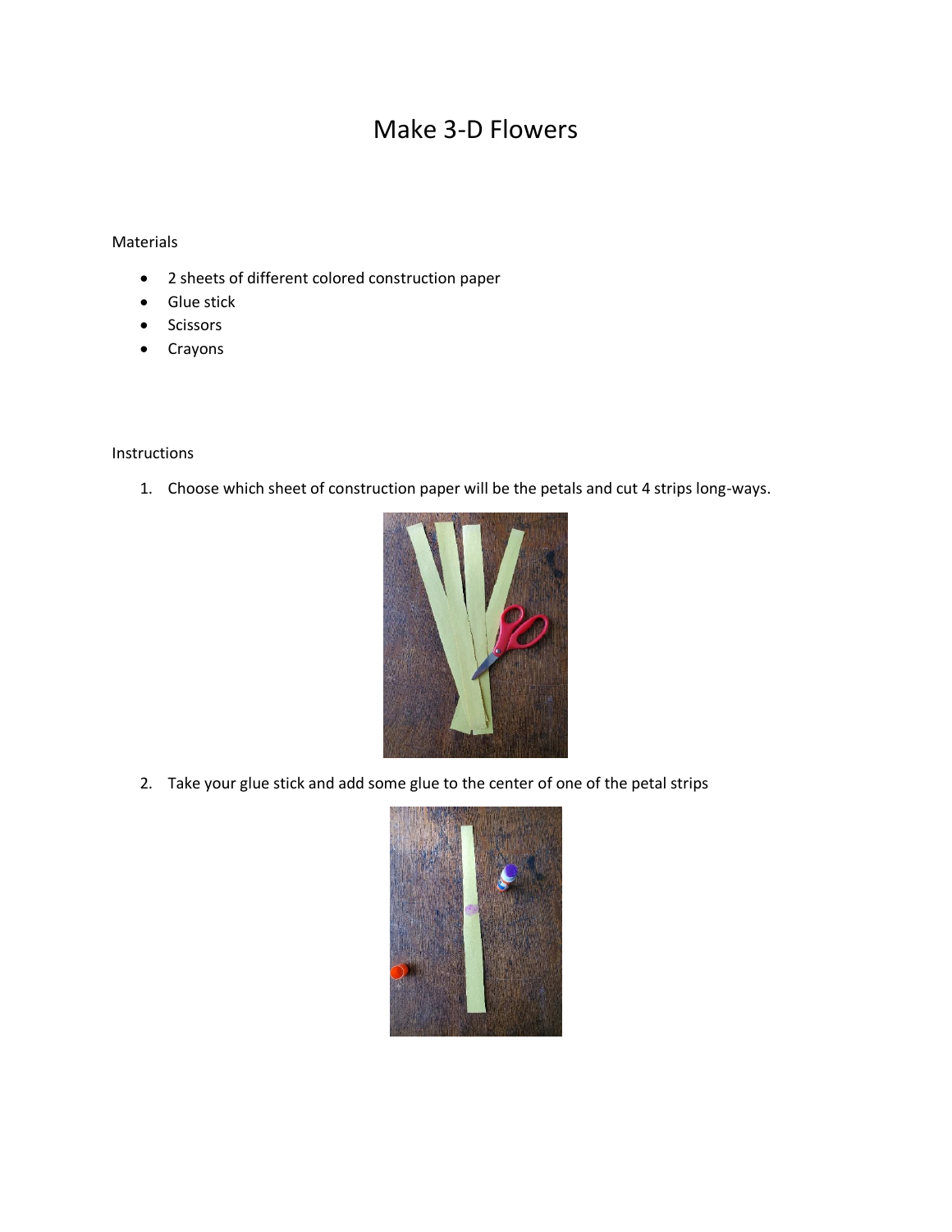# Make 3-D Flowers

Materials

- 2 sheets of different colored construction paper
- Glue stick
- Scissors
- Crayons

Instructions

1. Choose which sheet of construction paper will be the petals and cut 4 strips long-ways.

2. Take your glue stick and add some glue to the center of one of the petal strips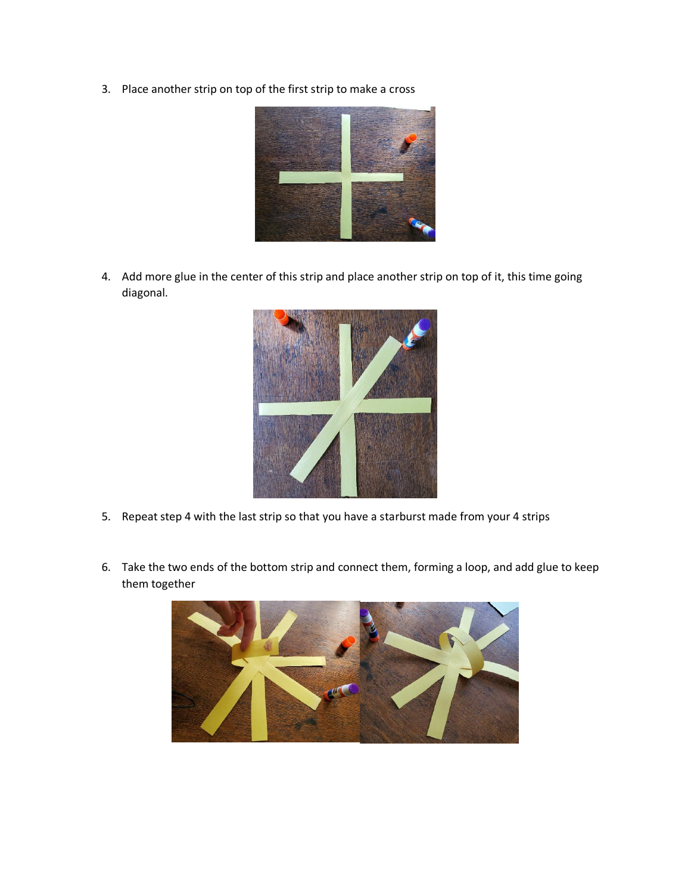3. Place another strip on top of the first strip to make a cross

4. Add more glue in the center of this strip and place another strip on top of it, this time going diagonal.

5. Repeat step 4 with the last strip so that you have a starburst made from your 4 strips

6. Take the two ends of the bottom strip and connect them, forming a loop, and add glue to keep them together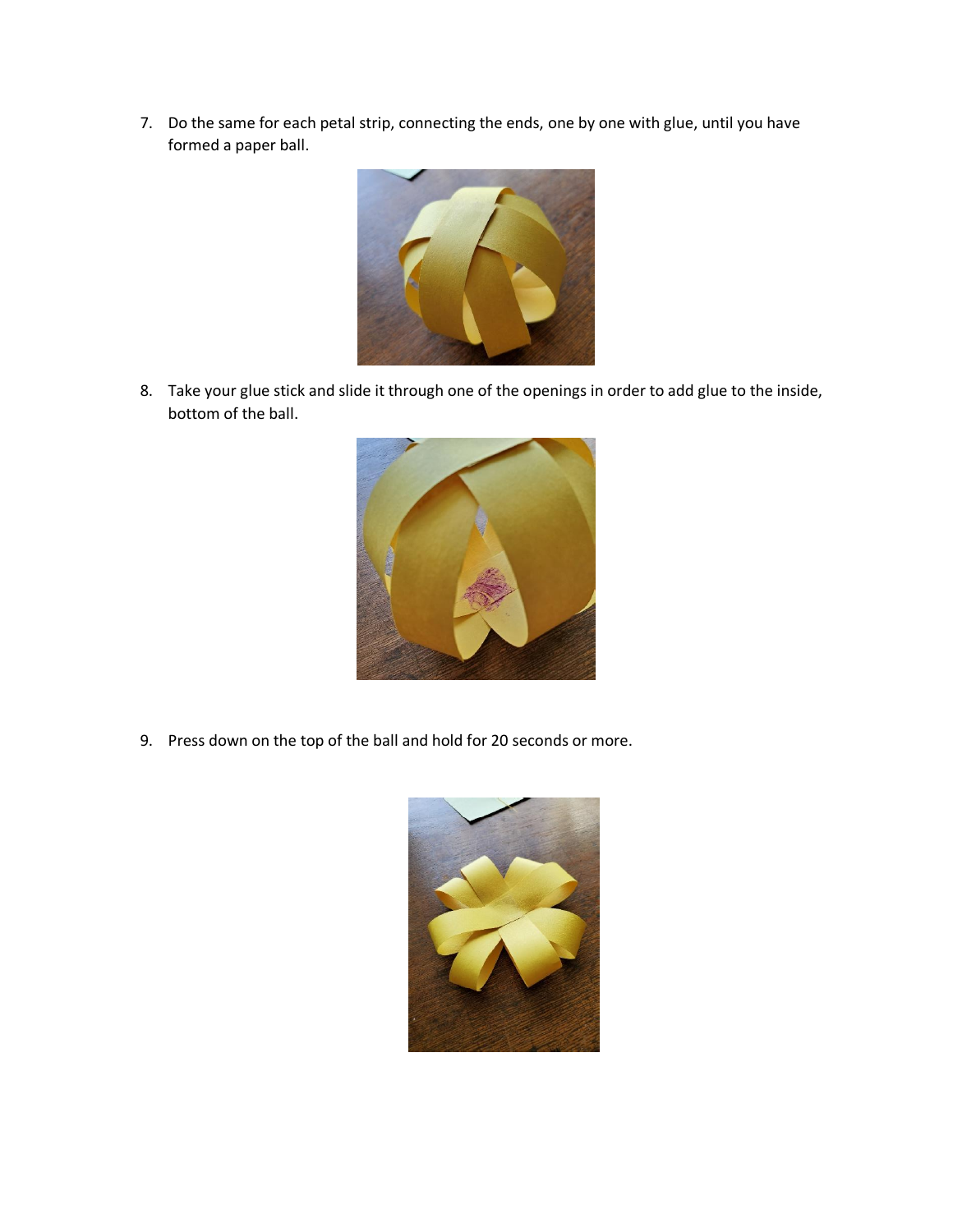7. Do the same for each petal strip, connecting the ends, one by one with glue, until you have formed a paper ball.

8. Take your glue stick and slide it through one of the openings in order to add glue to the inside, bottom of the ball.

9. Press down on the top of the ball and hold for 20 seconds or more.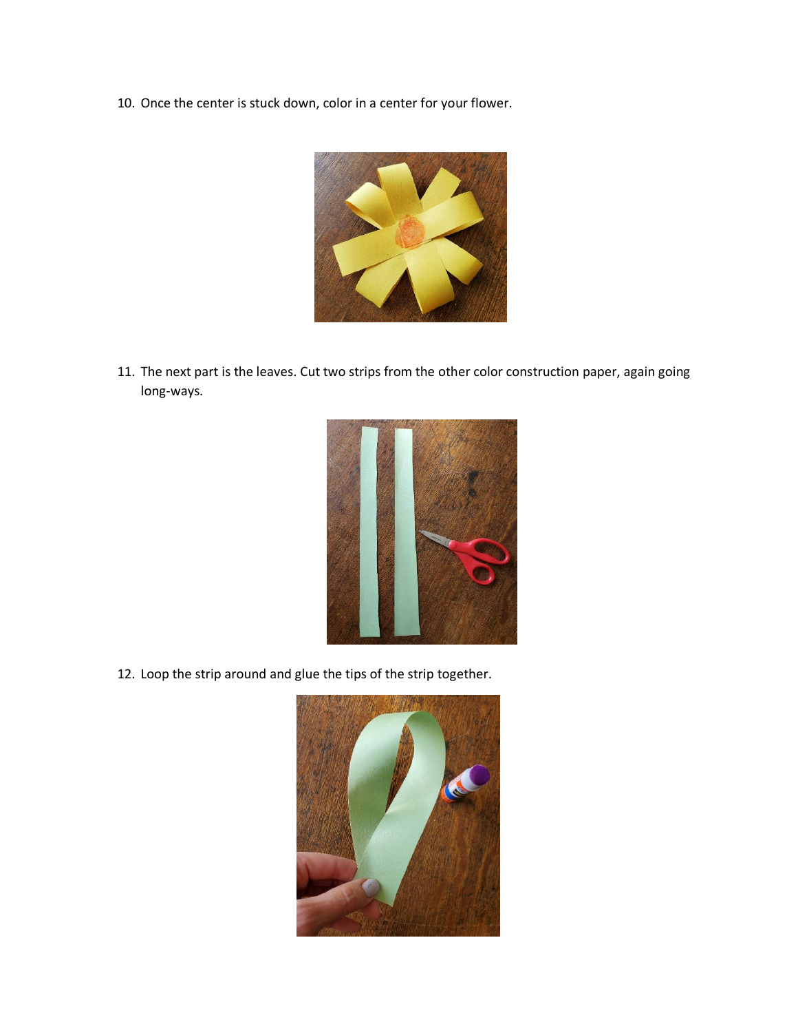10. Once the center is stuck down, color in a center for your flower.

11. The next part is the leaves. Cut two strips from the other color construction paper, again going long-ways.

12. Loop the strip around and glue the tips of the strip together.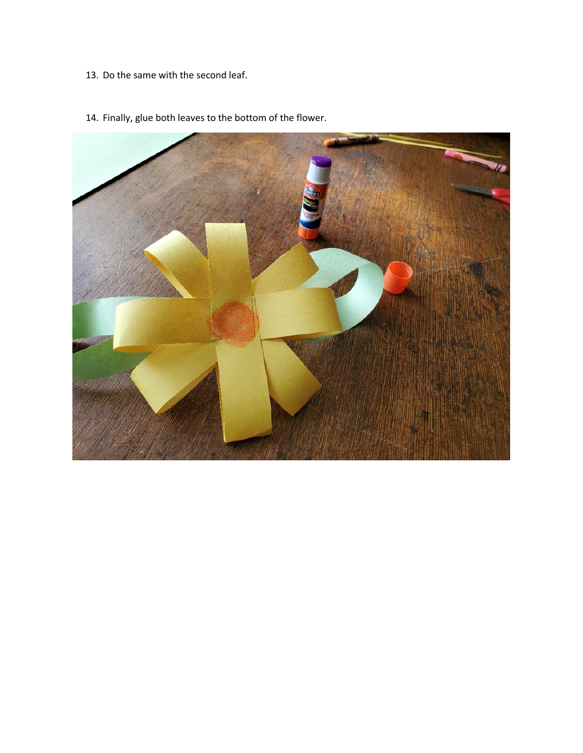13. Do the same with the second leaf.

14. Finally, glue both leaves to the bottom of the flower.